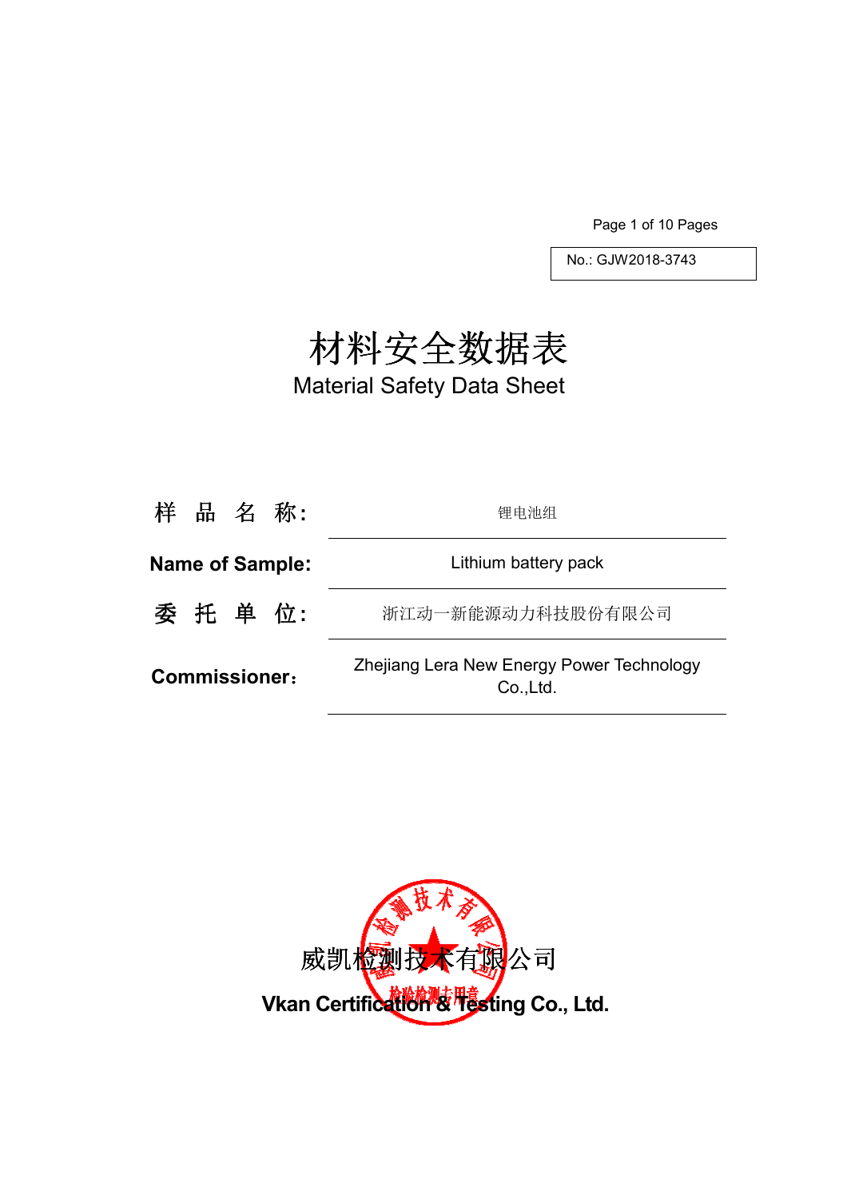No.: GJW2018-3743

# 材料安全数据表

# Material Safety Data Sheet

| 样 品 名 称: | 锂电池组 |
| --- | --- |
| **Name of Sample:** | Lithium battery pack |
| 委 托 单 位: | 浙江动一新能源动力科技股份有限公司 |
| **Commissioner：** | Zhejiang Lera New Energy Power Technology Co.,Ltd. |

威凯检测技术有限公司

**Vkan Certification & Testing Co., Ltd.**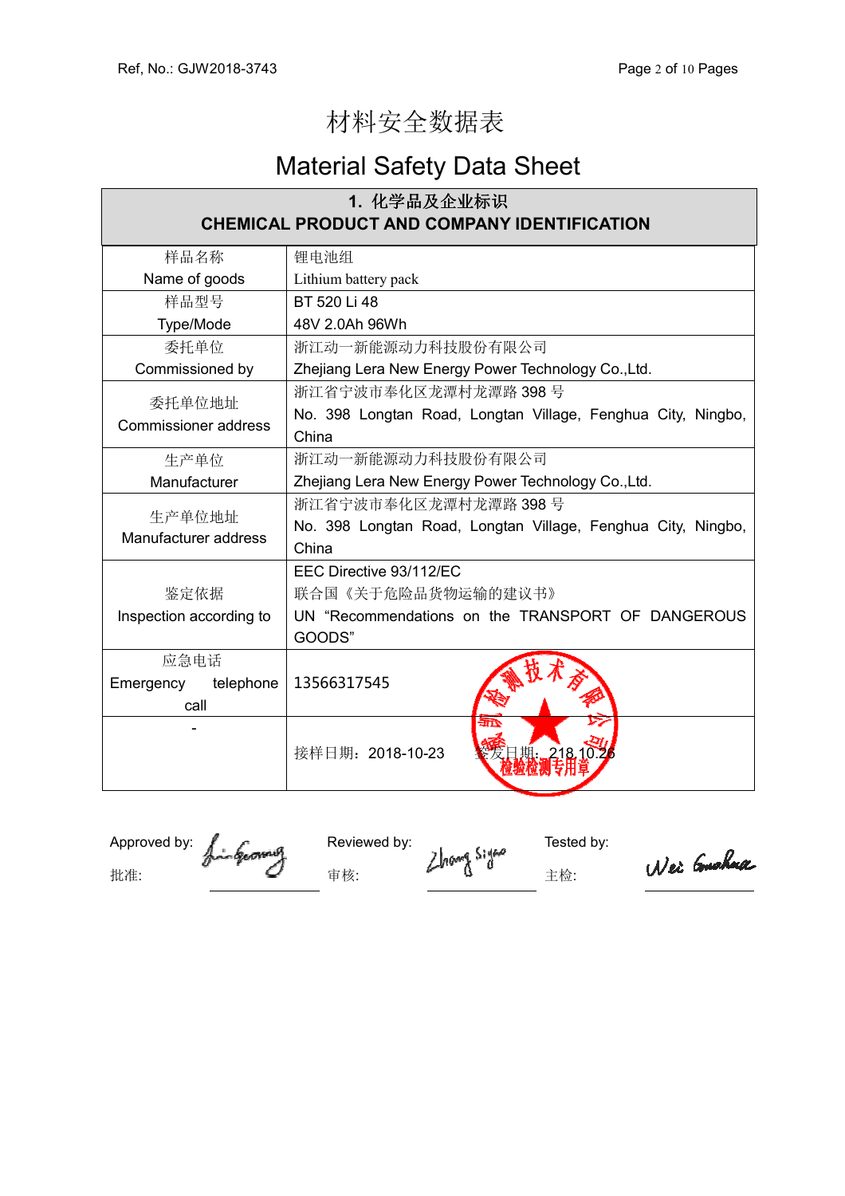# 材料安全数据表

# Material Safety Data Sheet

| 1. 化学品及企业标识<br>CHEMICAL PRODUCT AND COMPANY IDENTIFICATION | |
|---|---|
| 样品名称<br>Name of goods | 锂电池组<br>Lithium battery pack |
| 样品型号<br>Type/Mode | BT 520 Li 48<br>48V 2.0Ah 96Wh |
| 委托单位<br>Commissioned by | 浙江动一新能源动力科技股份有限公司<br>Zhejiang Lera New Energy Power Technology Co.,Ltd. |
| 委托单位地址<br>Commissioner address | 浙江省宁波市奉化区龙潭村龙潭路 398 号<br>No. 398 Longtan Road, Longtan Village, Fenghua City, Ningbo, China |
| 生产单位<br>Manufacturer | 浙江动一新能源动力科技股份有限公司<br>Zhejiang Lera New Energy Power Technology Co.,Ltd. |
| 生产单位地址<br>Manufacturer address | 浙江省宁波市奉化区龙潭村龙潭路 398 号<br>No. 398 Longtan Road, Longtan Village, Fenghua City, Ningbo, China |
| 鉴定依据<br>Inspection according to | EEC Directive 93/112/EC<br>联合国《关于危险品货物运输的建议书》<br>UN "Recommendations on the TRANSPORT OF DANGEROUS GOODS" |
| 应急电话<br>Emergency telephone call | 13566317545 |
| - | 接样日期：2018-10-23 签发日期：218.10.26 |

Approved by: 批准:

Reviewed by: 审核:

Tested by: 主检: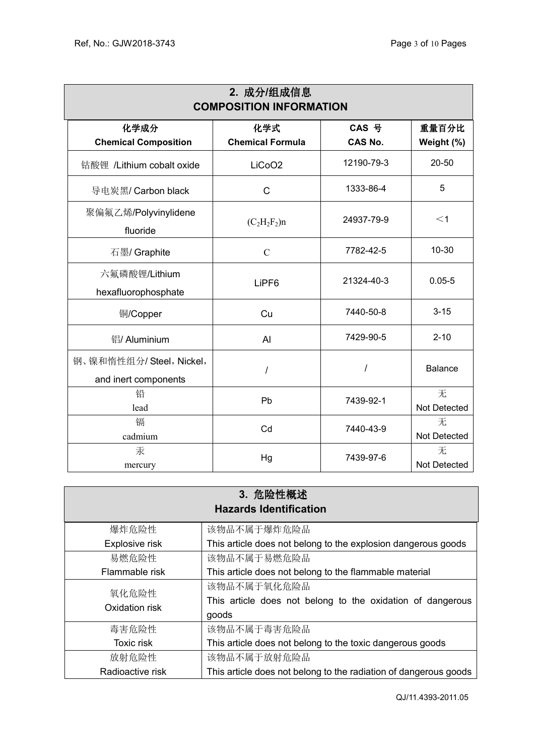## 2. 成分/组成信息 COMPOSITION INFORMATION

| 化学成分 Chemical Composition | 化学式 Chemical Formula | CAS 号 CAS No. | 重量百分比 Weight (%) |
|---|---|---|---|
| 钴酸锂 /Lithium cobalt oxide | $LiCoO_2$ | 12190-79-3 | 20-50 |
| 导电炭黑/ Carbon black | C | 1333-86-4 | 5 |
| 聚偏氟乙烯/Polyvinylidene fluoride | $(C_2H_2F_2)n$ | 24937-79-9 | ＜1 |
| 石墨/ Graphite | C | 7782-42-5 | 10-30 |
| 六氟磷酸锂/Lithium hexafluorophosphate | $LiPF_6$ | 21324-40-3 | 0.05-5 |
| 铜/Copper | Cu | 7440-50-8 | 3-15 |
| 铝/ Aluminium | Al | 7429-90-5 | 2-10 |
| 钢、镍和惰性组分/ Steel，Nickel，and inert components | / | / | Balance |
| 铅 lead | Pb | 7439-92-1 | 无 Not Detected |
| 镉 cadmium | Cd | 7440-43-9 | 无 Not Detected |
| 汞 mercury | Hg | 7439-97-6 | 无 Not Detected |

## 3. 危险性概述 Hazards Identification

| | |
|---|---|
| 爆炸危险性 Explosive risk | 该物品不属于爆炸危险品 This article does not belong to the explosion dangerous goods |
| 易燃危险性 Flammable risk | 该物品不属于易燃危险品 This article does not belong to the flammable material |
| 氧化危险性 Oxidation risk | 该物品不属于氧化危险品 This article does not belong to the oxidation of dangerous goods |
| 毒害危险性 Toxic risk | 该物品不属于毒害危险品 This article does not belong to the toxic dangerous goods |
| 放射危险性 Radioactive risk | 该物品不属于放射危险品 This article does not belong to the radiation of dangerous goods |

QJ/11.4393-2011.05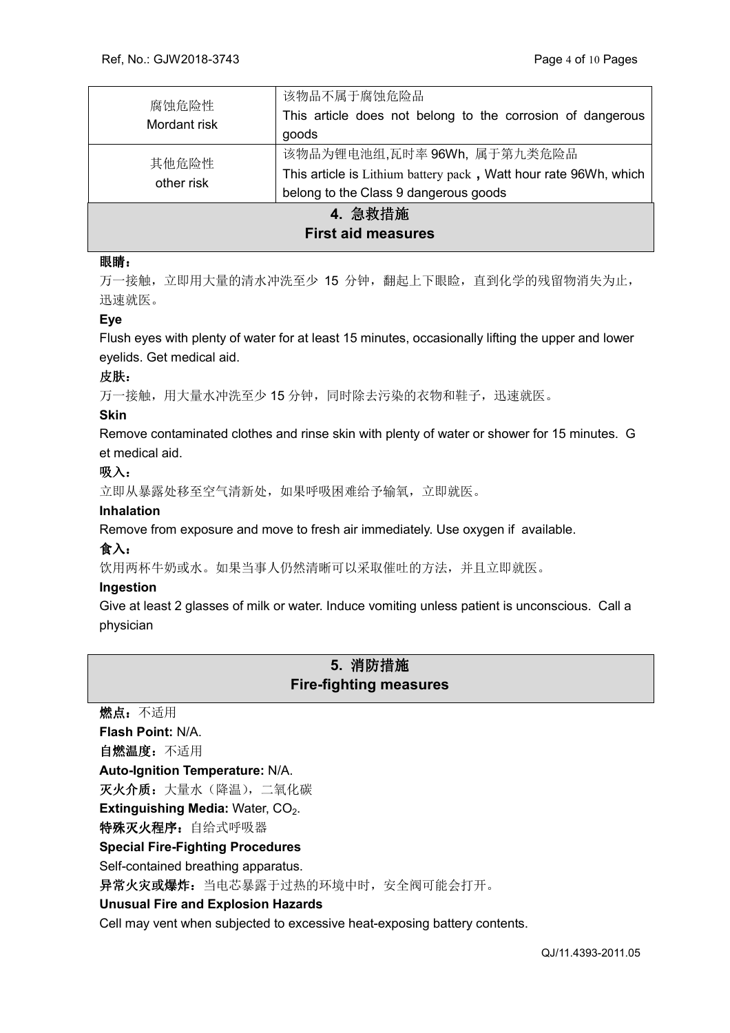| 腐蚀危险性<br>Mordant risk | 该物品不属于腐蚀危险品<br>This article does not belong to the corrosion of dangerous goods |
| --- | --- |
| 其他危险性<br>other risk | 该物品为锂电池组,瓦时率 96Wh，属于第九类危险品<br>This article is Lithium battery pack，Watt hour rate 96Wh, which belong to the Class 9 dangerous goods |

## 4. 急救措施 First aid measures

**眼睛：**

万一接触，立即用大量的清水冲洗至少 15 分钟，翻起上下眼睑，直到化学的残留物消失为止，迅速就医。

**Eye**

Flush eyes with plenty of water for at least 15 minutes, occasionally lifting the upper and lower eyelids. Get medical aid.

**皮肤：**

万一接触，用大量水冲洗至少 15 分钟，同时除去污染的衣物和鞋子，迅速就医。

**Skin**

Remove contaminated clothes and rinse skin with plenty of water or shower for 15 minutes. Get medical aid.

**吸入：**

立即从暴露处移至空气清新处，如果呼吸困难给予输氧，立即就医。

**Inhalation**

Remove from exposure and move to fresh air immediately. Use oxygen if available.

**食入：**

饮用两杯牛奶或水。如果当事人仍然清晰可以采取催吐的方法，并且立即就医。

**Ingestion**

Give at least 2 glasses of milk or water. Induce vomiting unless patient is unconscious. Call a physician

## 5. 消防措施 Fire-fighting measures

**燃点：**不适用

**Flash Point:** N/A.

**自燃温度：**不适用

**Auto-Ignition Temperature:** N/A.

**灭火介质：**大量水（降温），二氧化碳

**Extinguishing Media:** Water, $CO_2$.

**特殊灭火程序：**自给式呼吸器

**Special Fire-Fighting Procedures**

Self-contained breathing apparatus.

**异常火灾或爆炸：**当电芯暴露于过热的环境中时，安全阀可能会打开。

**Unusual Fire and Explosion Hazards**

Cell may vent when subjected to excessive heat-exposing battery contents.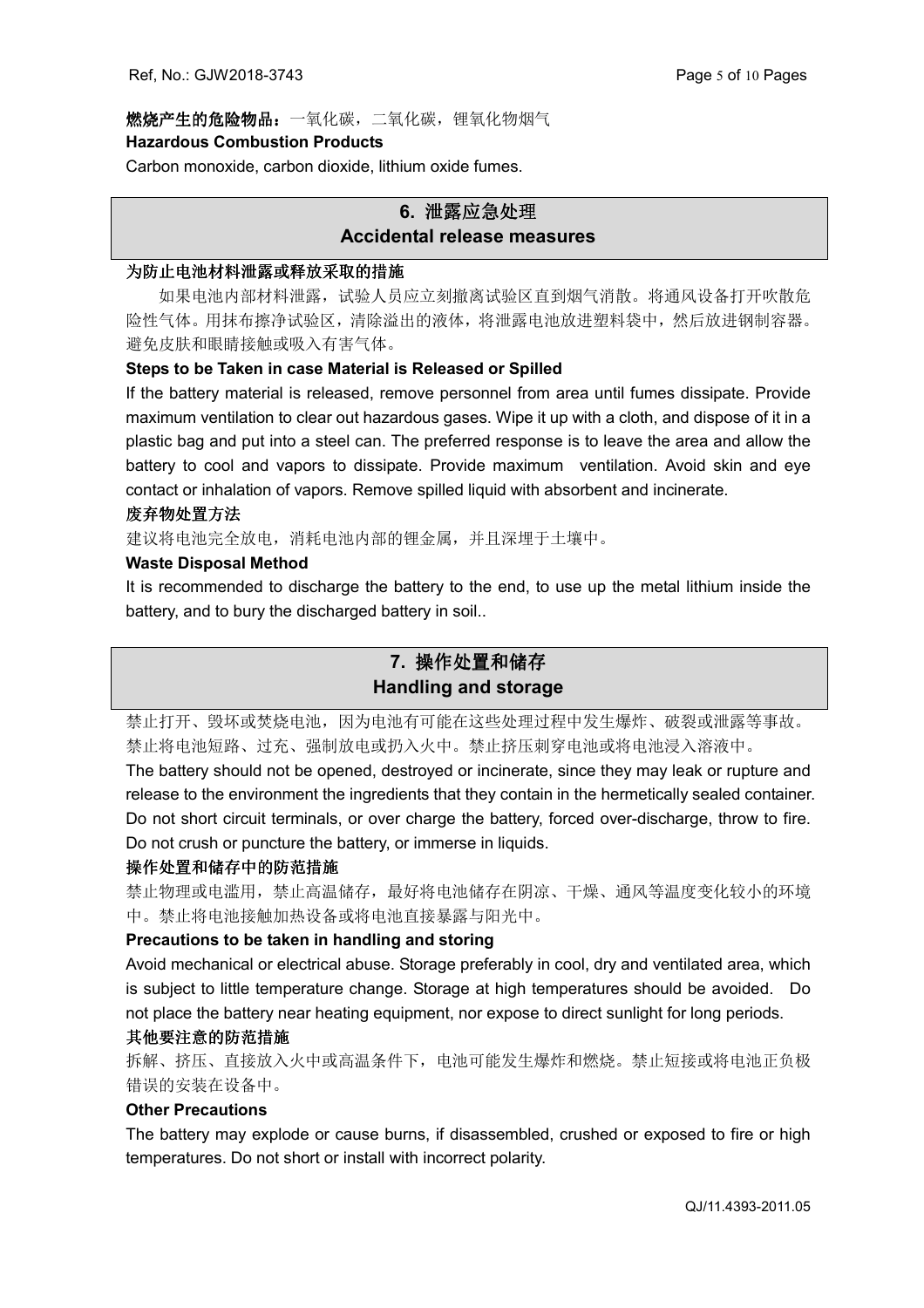**燃烧产生的危险物品：**一氧化碳，二氧化碳，锂氧化物烟气

**Hazardous Combustion Products**

Carbon monoxide, carbon dioxide, lithium oxide fumes.

## 6. 泄露应急处理
## Accidental release measures

**为防止电池材料泄露或释放采取的措施**

如果电池内部材料泄露，试验人员应立刻撤离试验区直到烟气消散。将通风设备打开吹散危险性气体。用抹布擦净试验区，清除溢出的液体，将泄露电池放进塑料袋中，然后放进钢制容器。避免皮肤和眼睛接触或吸入有害气体。

**Steps to be Taken in case Material is Released or Spilled**

If the battery material is released, remove personnel from area until fumes dissipate. Provide maximum ventilation to clear out hazardous gases. Wipe it up with a cloth, and dispose of it in a plastic bag and put into a steel can. The preferred response is to leave the area and allow the battery to cool and vapors to dissipate. Provide maximum ventilation. Avoid skin and eye contact or inhalation of vapors. Remove spilled liquid with absorbent and incinerate.

**废弃物处置方法**

建议将电池完全放电，消耗电池内部的锂金属，并且深埋于土壤中。

**Waste Disposal Method**

It is recommended to discharge the battery to the end, to use up the metal lithium inside the battery, and to bury the discharged battery in soil..

## 7. 操作处置和储存
## Handling and storage

禁止打开、毁坏或焚烧电池，因为电池有可能在这些处理过程中发生爆炸、破裂或泄露等事故。禁止将电池短路、过充、强制放电或扔入火中。禁止挤压刺穿电池或将电池浸入溶液中。

The battery should not be opened, destroyed or incinerate, since they may leak or rupture and release to the environment the ingredients that they contain in the hermetically sealed container. Do not short circuit terminals, or over charge the battery, forced over-discharge, throw to fire. Do not crush or puncture the battery, or immerse in liquids.

**操作处置和储存中的防范措施**

禁止物理或电滥用，禁止高温储存，最好将电池储存在阴凉、干燥、通风等温度变化较小的环境中。禁止将电池接触加热设备或将电池直接暴露与阳光中。

**Precautions to be taken in handling and storing**

Avoid mechanical or electrical abuse. Storage preferably in cool, dry and ventilated area, which is subject to little temperature change. Storage at high temperatures should be avoided. Do not place the battery near heating equipment, nor expose to direct sunlight for long periods.

**其他要注意的防范措施**

拆解、挤压、直接放入火中或高温条件下，电池可能发生爆炸和燃烧。禁止短接或将电池正负极错误的安装在设备中。

**Other Precautions**

The battery may explode or cause burns, if disassembled, crushed or exposed to fire or high temperatures. Do not short or install with incorrect polarity.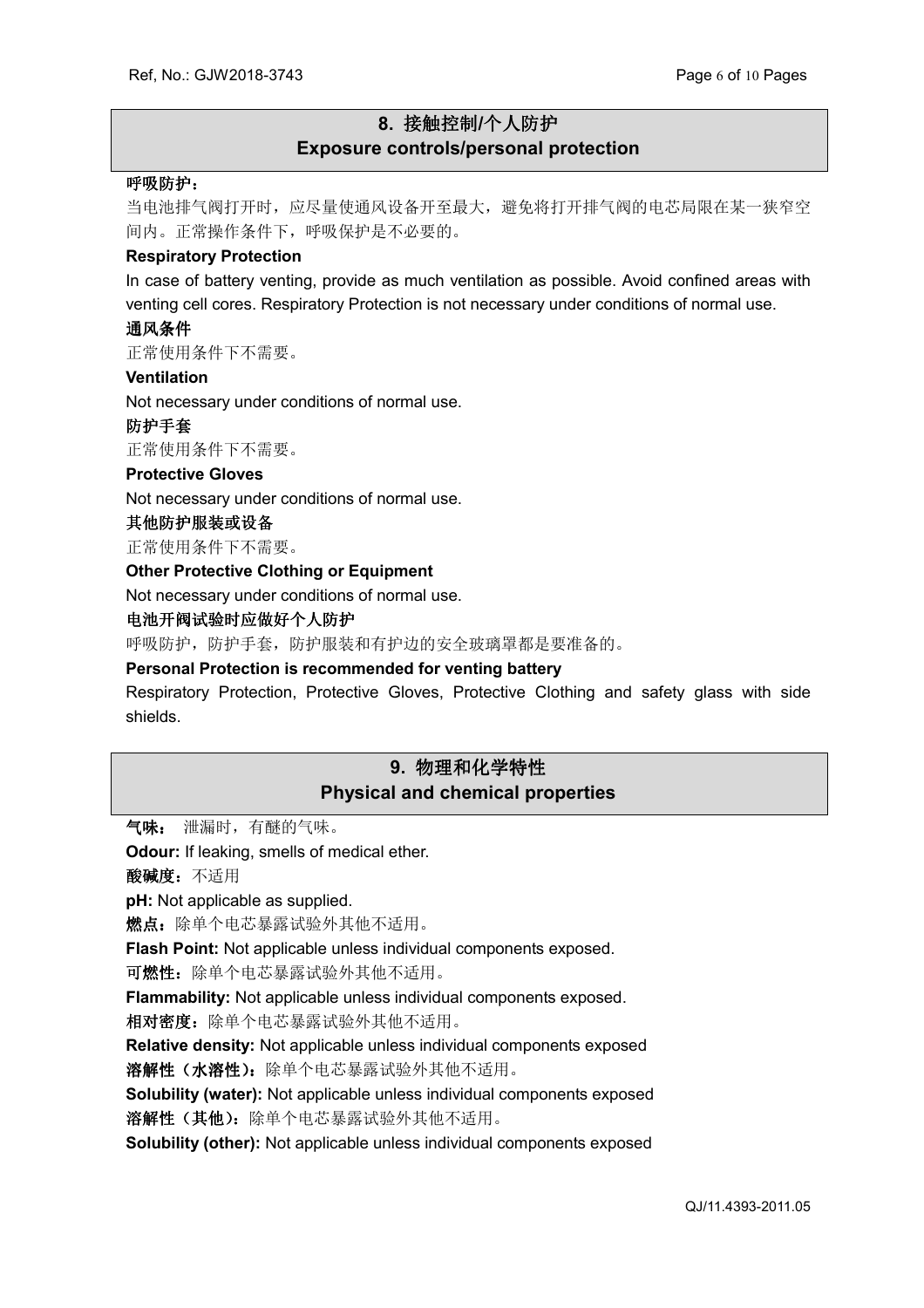## 8. 接触控制/个人防护
## Exposure controls/personal protection

**呼吸防护：**

当电池排气阀打开时，应尽量使通风设备开至最大，避免将打开排气阀的电芯局限在某一狭窄空间内。正常操作条件下，呼吸保护是不必要的。

**Respiratory Protection**

In case of battery venting, provide as much ventilation as possible. Avoid confined areas with venting cell cores. Respiratory Protection is not necessary under conditions of normal use.

**通风条件**

正常使用条件下不需要。

**Ventilation**

Not necessary under conditions of normal use.

**防护手套**

正常使用条件下不需要。

**Protective Gloves**

Not necessary under conditions of normal use.

**其他防护服装或设备**

正常使用条件下不需要。

**Other Protective Clothing or Equipment**

Not necessary under conditions of normal use.

**电池开阀试验时应做好个人防护**

呼吸防护，防护手套，防护服装和有护边的安全玻璃罩都是要准备的。

**Personal Protection is recommended for venting battery**

Respiratory Protection, Protective Gloves, Protective Clothing and safety glass with side shields.

## 9. 物理和化学特性
## Physical and chemical properties

**气味：** 泄漏时，有醚的气味。

**Odour:** If leaking, smells of medical ether.

**酸碱度：** 不适用

**pH:** Not applicable as supplied.

**燃点：** 除单个电芯暴露试验外其他不适用。

**Flash Point:** Not applicable unless individual components exposed.

**可燃性：** 除单个电芯暴露试验外其他不适用。

**Flammability:** Not applicable unless individual components exposed.

**相对密度：** 除单个电芯暴露试验外其他不适用。

**Relative density:** Not applicable unless individual components exposed

**溶解性（水溶性）：** 除单个电芯暴露试验外其他不适用。

**Solubility (water):** Not applicable unless individual components exposed

**溶解性（其他）：** 除单个电芯暴露试验外其他不适用。

**Solubility (other):** Not applicable unless individual components exposed

QJ/11.4393-2011.05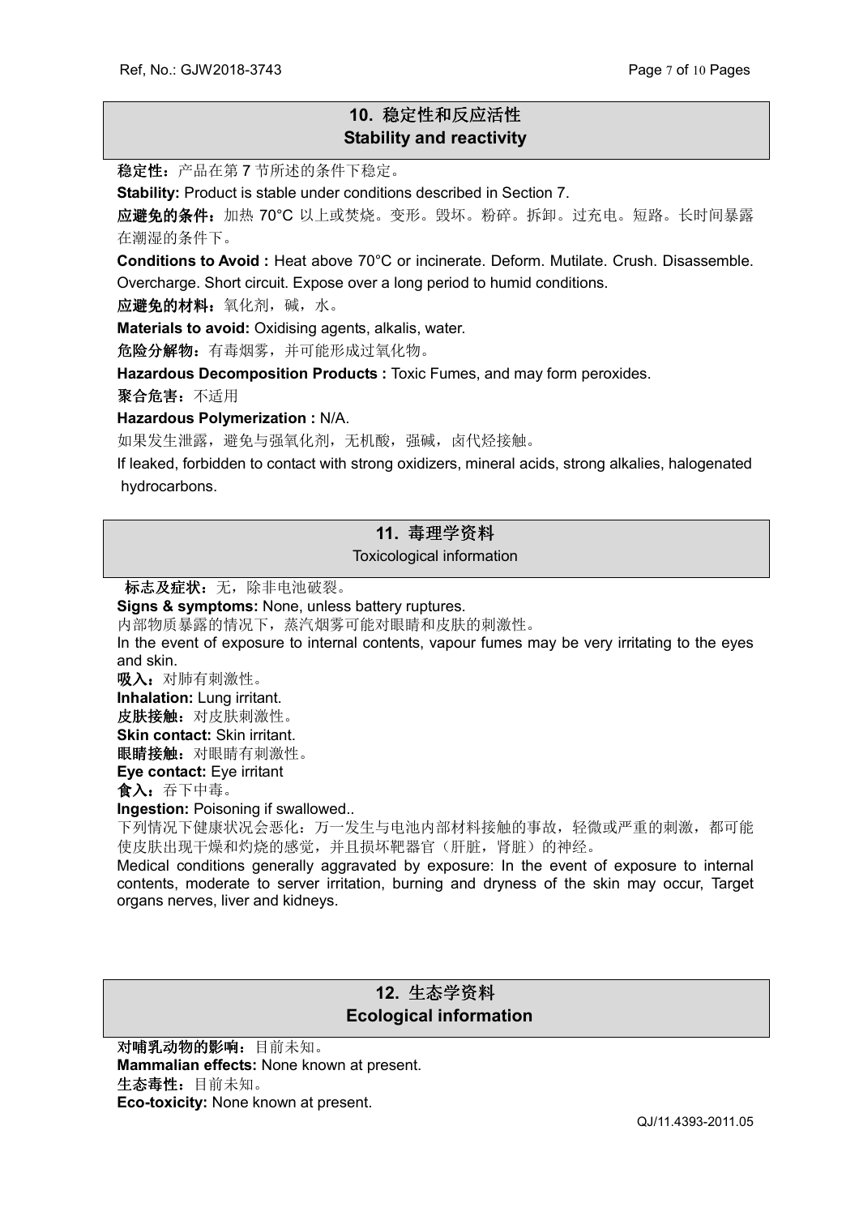## 10. 稳定性和反应活性
## Stability and reactivity

**稳定性**：产品在第 7 节所述的条件下稳定。

**Stability:** Product is stable under conditions described in Section 7.

**应避免的条件**：加热 70°C 以上或焚烧。变形。毁坏。粉碎。拆卸。过充电。短路。长时间暴露在潮湿的条件下。

**Conditions to Avoid :** Heat above 70°C or incinerate. Deform. Mutilate. Crush. Disassemble. Overcharge. Short circuit. Expose over a long period to humid conditions.

**应避免的材料**：氧化剂，碱，水。

**Materials to avoid:** Oxidising agents, alkalis, water.

**危险分解物**：有毒烟雾，并可能形成过氧化物。

**Hazardous Decomposition Products :** Toxic Fumes, and may form peroxides.

**聚合危害**：不适用

**Hazardous Polymerization :** N/A.

如果发生泄露，避免与强氧化剂，无机酸，强碱，卤代烃接触。

If leaked, forbidden to contact with strong oxidizers, mineral acids, strong alkalies, halogenated hydrocarbons.

## 11. 毒理学资料
## Toxicological information

**标志及症状**：无，除非电池破裂。

**Signs & symptoms:** None, unless battery ruptures.

内部物质暴露的情况下，蒸汽烟雾可能对眼睛和皮肤的刺激性。

In the event of exposure to internal contents, vapour fumes may be very irritating to the eyes and skin.

**吸入**：对肺有刺激性。

**Inhalation:** Lung irritant.

**皮肤接触**：对皮肤刺激性。

**Skin contact:** Skin irritant.

**眼睛接触**：对眼睛有刺激性。

**Eye contact:** Eye irritant

**食入**：吞下中毒。

**Ingestion:** Poisoning if swallowed..

下列情况下健康状况会恶化：万一发生与电池内部材料接触的事故，轻微或严重的刺激，都可能使皮肤出现干燥和灼烧的感觉，并且损坏靶器官（肝脏，肾脏）的神经。

Medical conditions generally aggravated by exposure: In the event of exposure to internal contents, moderate to server irritation, burning and dryness of the skin may occur, Target organs nerves, liver and kidneys.

## 12. 生态学资料
## Ecological information

**对哺乳动物的影响**：目前未知。

**Mammalian effects:** None known at present.

**生态毒性**：目前未知。

**Eco-toxicity:** None known at present.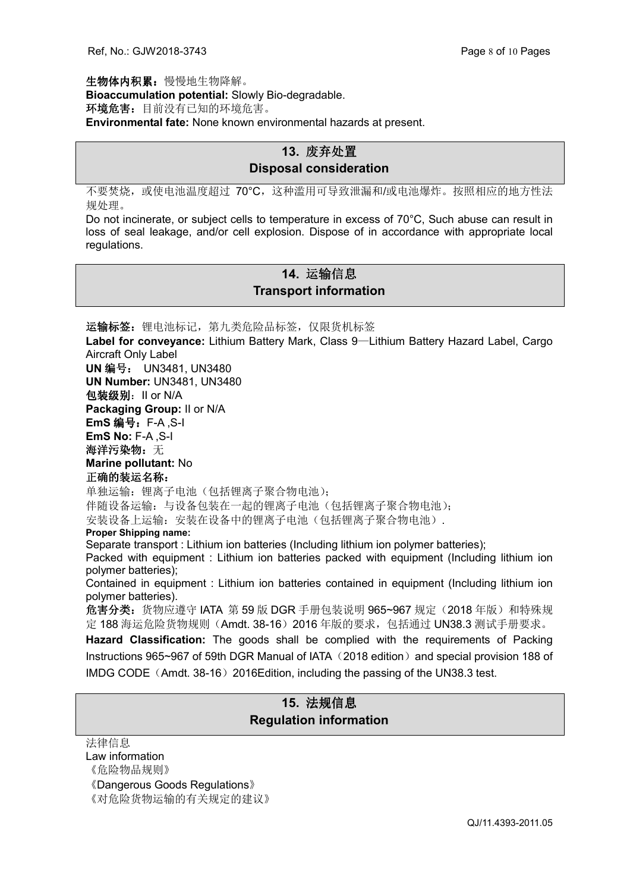**生物体内积累：**慢慢地生物降解。

**Bioaccumulation potential:** Slowly Bio-degradable.

**环境危害：**目前没有已知的环境危害。

**Environmental fate:** None known environmental hazards at present.

## 13. 废弃处置 Disposal consideration

不要焚烧，或使电池温度超过 70°C，这种滥用可导致泄漏和/或电池爆炸。按照相应的地方性法规处理。

Do not incinerate, or subject cells to temperature in excess of 70°C, Such abuse can result in loss of seal leakage, and/or cell explosion. Dispose of in accordance with appropriate local regulations.

## 14. 运输信息 Transport information

**运输标签：**锂电池标记，第九类危险品标签，仅限货机标签

**Label for conveyance:** Lithium Battery Mark, Class 9—Lithium Battery Hazard Label, Cargo Aircraft Only Label

**UN 编号：** UN3481, UN3480

**UN Number:** UN3481, UN3480

**包装级别**：II or N/A

**Packaging Group:** II or N/A

**EmS 编号：**F-A ,S-I

**EmS No:** F-A ,S-I

**海洋污染物：**无

**Marine pollutant:** No

**正确的装运名称：**

单独运输：锂离子电池（包括锂离子聚合物电池）；

伴随设备运输：与设备包装在一起的锂离子电池（包括锂离子聚合物电池）；

安装设备上运输：安装在设备中的锂离子电池（包括锂离子聚合物电池）.

**Proper Shipping name:**

Separate transport : Lithium ion batteries (Including lithium ion polymer batteries);

Packed with equipment : Lithium ion batteries packed with equipment (Including lithium ion polymer batteries);

Contained in equipment : Lithium ion batteries contained in equipment (Including lithium ion polymer batteries).

**危害分类：**货物应遵守 IATA 第 59 版 DGR 手册包装说明 965~967 规定（2018 年版）和特殊规定 188 海运危险货物规则（Amdt. 38-16）2016 年版的要求，包括通过 UN38.3 测试手册要求。

**Hazard Classification:** The goods shall be complied with the requirements of Packing Instructions 965~967 of 59th DGR Manual of IATA（2018 edition）and special provision 188 of IMDG CODE（Amdt. 38-16）2016Edition, including the passing of the UN38.3 test.

## 15. 法规信息 Regulation information

法律信息

Law information

《危险物品规则》

《Dangerous Goods Regulations》

《对危险货物运输的有关规定的建议》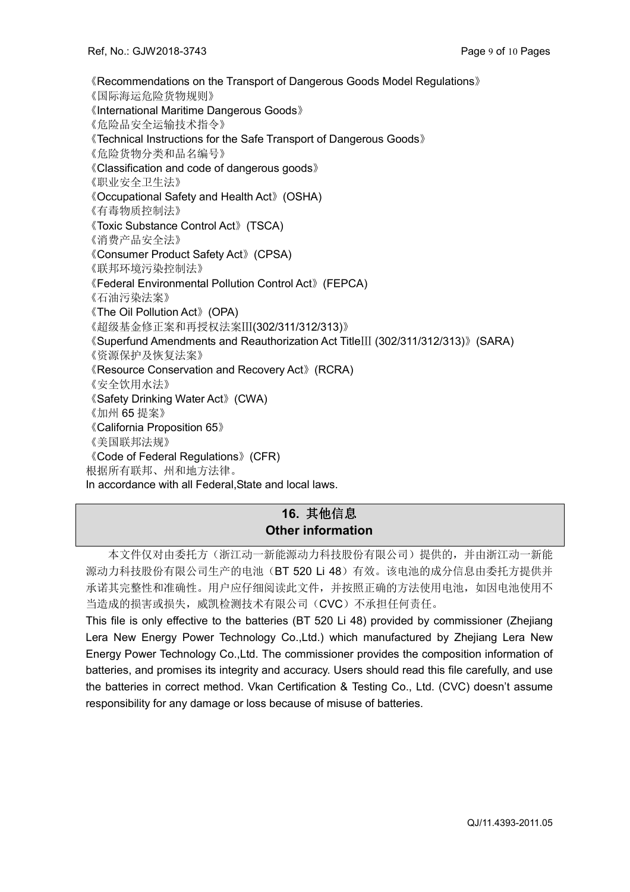《Recommendations on the Transport of Dangerous Goods Model Regulations》
《国际海运危险货物规则》
《International Maritime Dangerous Goods》
《危险品安全运输技术指令》
《Technical Instructions for the Safe Transport of Dangerous Goods》
《危险货物分类和品名编号》
《Classification and code of dangerous goods》
《职业安全卫生法》
《Occupational Safety and Health Act》(OSHA)
《有毒物质控制法》
《Toxic Substance Control Act》(TSCA)
《消费产品安全法》
《Consumer Product Safety Act》(CPSA)
《联邦环境污染控制法》
《Federal Environmental Pollution Control Act》(FEPCA)
《石油污染法案》
《The Oil Pollution Act》(OPA)
《超级基金修正案和再授权法案III(302/311/312/313)》
《Superfund Amendments and Reauthorization Act TitleIII (302/311/312/313)》(SARA)
《资源保护及恢复法案》
《Resource Conservation and Recovery Act》(RCRA)
《安全饮用水法》
《Safety Drinking Water Act》(CWA)
《加州 65 提案》
《California Proposition 65》
《美国联邦法规》
《Code of Federal Regulations》(CFR)
根据所有联邦、州和地方法律。
In accordance with all Federal,State and local laws.

## 16. 其他信息 Other information

本文件仅对由委托方（浙江动一新能源动力科技股份有限公司）提供的，并由浙江动一新能源动力科技股份有限公司生产的电池（BT 520 Li 48）有效。该电池的成分信息由委托方提供并承诺其完整性和准确性。用户应仔细阅读此文件，并按照正确的方法使用电池，如因电池使用不当造成的损害或损失，威凯检测技术有限公司（CVC）不承担任何责任。

This file is only effective to the batteries (BT 520 Li 48) provided by commissioner (Zhejiang Lera New Energy Power Technology Co.,Ltd.) which manufactured by Zhejiang Lera New Energy Power Technology Co.,Ltd. The commissioner provides the composition information of batteries, and promises its integrity and accuracy. Users should read this file carefully, and use the batteries in correct method. Vkan Certification & Testing Co., Ltd. (CVC) doesn't assume responsibility for any damage or loss because of misuse of batteries.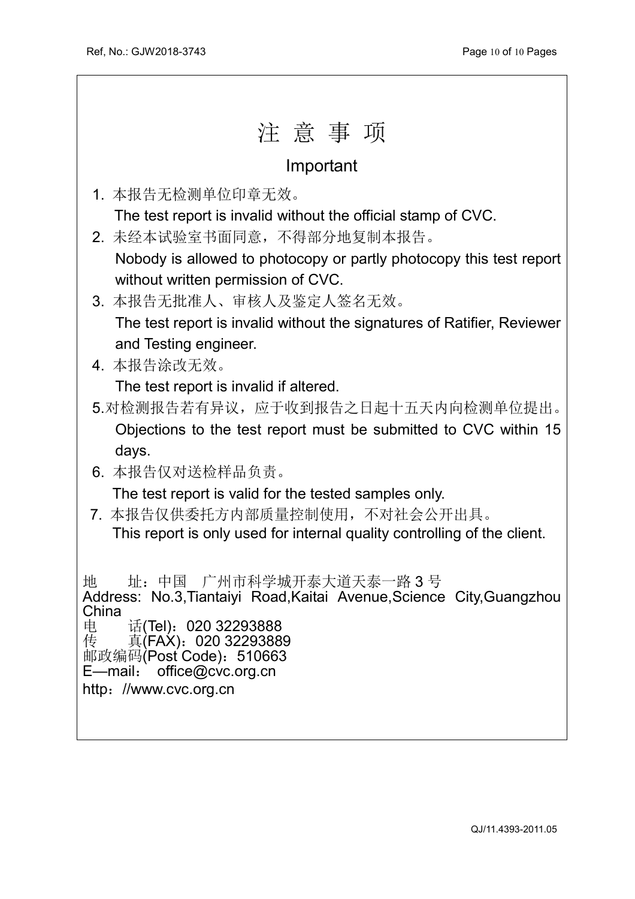# 注 意 事 项

## Important

1. 本报告无检测单位印章无效。
   The test report is invalid without the official stamp of CVC.
2. 未经本试验室书面同意，不得部分地复制本报告。
   Nobody is allowed to photocopy or partly photocopy this test report without written permission of CVC.
3. 本报告无批准人、审核人及鉴定人签名无效。
   The test report is invalid without the signatures of Ratifier, Reviewer and Testing engineer.
4. 本报告涂改无效。
   The test report is invalid if altered.
5. 对检测报告若有异议，应于收到报告之日起十五天内向检测单位提出。
   Objections to the test report must be submitted to CVC within 15 days.
6. 本报告仅对送检样品负责。
   The test report is valid for the tested samples only.
7. 本报告仅供委托方内部质量控制使用，不对社会公开出具。
   This report is only used for internal quality controlling of the client.

地　　址：中国　广州市科学城开泰大道天泰一路 3 号
Address: No.3,Tiantaiyi Road,Kaitai Avenue,Science City,Guangzhou China
电　　话(Tel)：020 32293888
传　　真(FAX)：020 32293889
邮政编码(Post Code)：510663
E—mail： office@cvc.org.cn
http：//www.cvc.org.cn

QJ/11.4393-2011.05